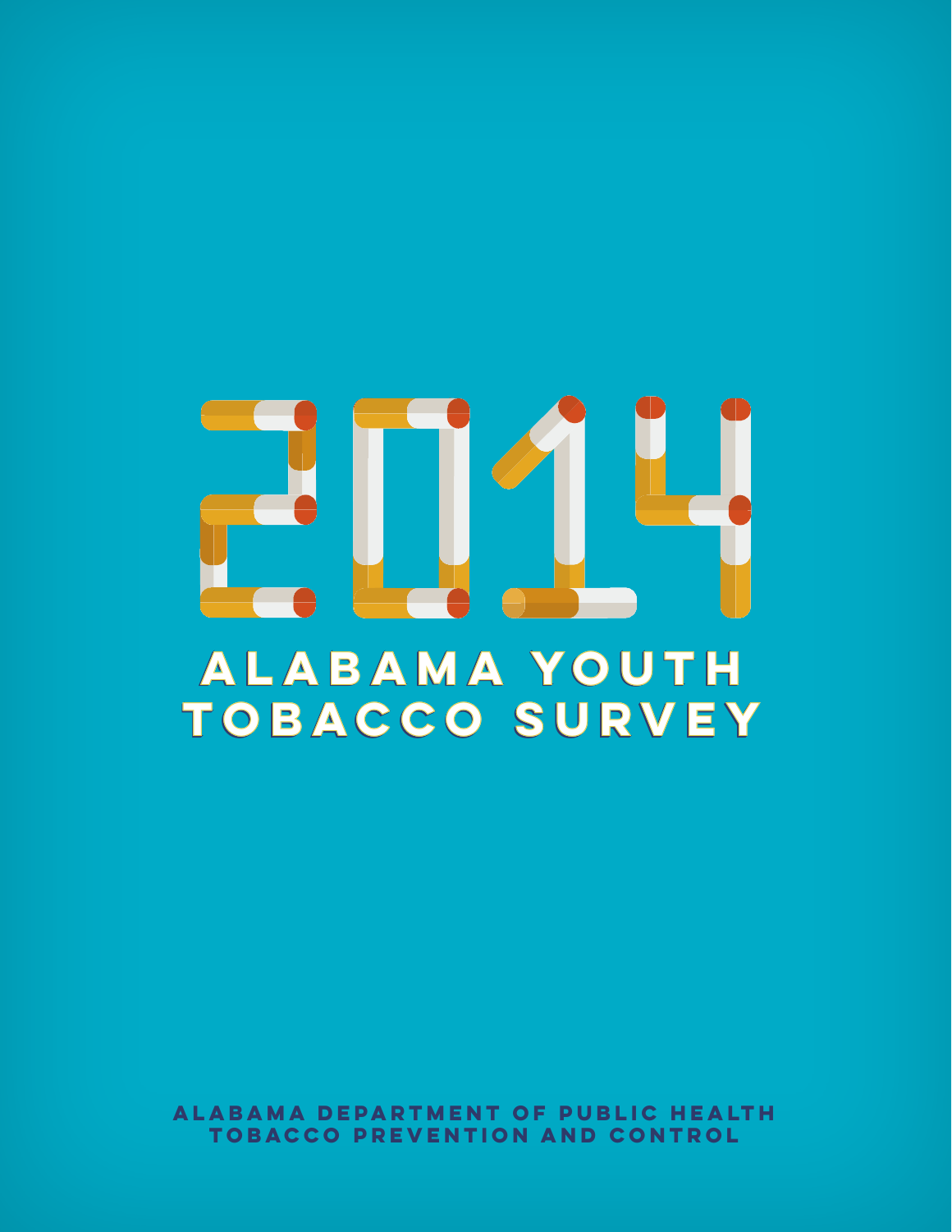# 2014

# ALABAMA YOUTH TOBACCO SURVEY

ALABAMA DEPARTMENT OF PUBLIC HEALTH
TOBACCO PREVENTION AND CONTROL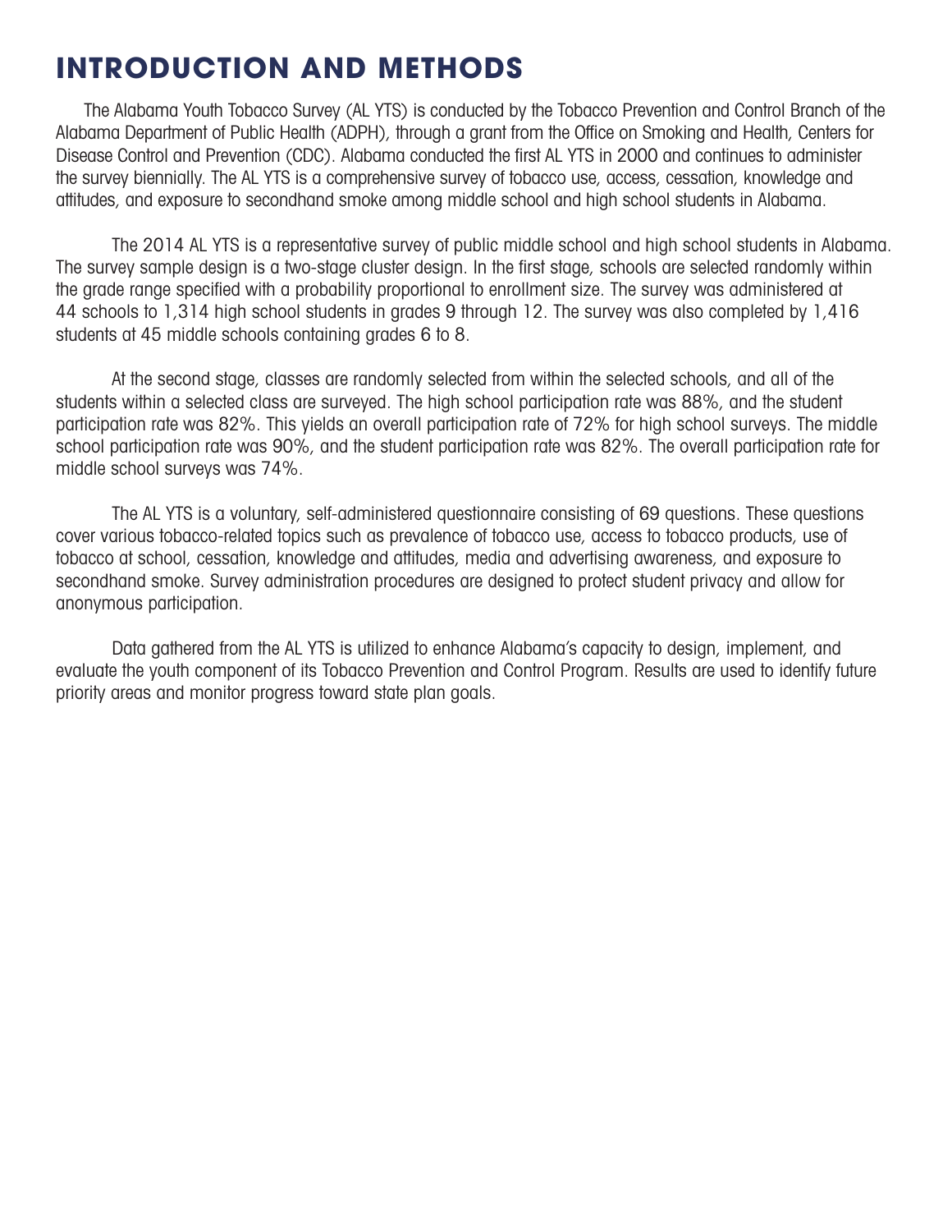# INTRODUCTION AND METHODS

The Alabama Youth Tobacco Survey (AL YTS) is conducted by the Tobacco Prevention and Control Branch of the Alabama Department of Public Health (ADPH), through a grant from the Office on Smoking and Health, Centers for Disease Control and Prevention (CDC). Alabama conducted the first AL YTS in 2000 and continues to administer the survey biennially. The AL YTS is a comprehensive survey of tobacco use, access, cessation, knowledge and attitudes, and exposure to secondhand smoke among middle school and high school students in Alabama.

The 2014 AL YTS is a representative survey of public middle school and high school students in Alabama. The survey sample design is a two-stage cluster design. In the first stage, schools are selected randomly within the grade range specified with a probability proportional to enrollment size. The survey was administered at 44 schools to 1,314 high school students in grades 9 through 12. The survey was also completed by 1,416 students at 45 middle schools containing grades 6 to 8.

At the second stage, classes are randomly selected from within the selected schools, and all of the students within a selected class are surveyed. The high school participation rate was 88%, and the student participation rate was 82%. This yields an overall participation rate of 72% for high school surveys. The middle school participation rate was 90%, and the student participation rate was 82%. The overall participation rate for middle school surveys was 74%.

The AL YTS is a voluntary, self-administered questionnaire consisting of 69 questions. These questions cover various tobacco-related topics such as prevalence of tobacco use, access to tobacco products, use of tobacco at school, cessation, knowledge and attitudes, media and advertising awareness, and exposure to secondhand smoke. Survey administration procedures are designed to protect student privacy and allow for anonymous participation.

Data gathered from the AL YTS is utilized to enhance Alabama's capacity to design, implement, and evaluate the youth component of its Tobacco Prevention and Control Program. Results are used to identify future priority areas and monitor progress toward state plan goals.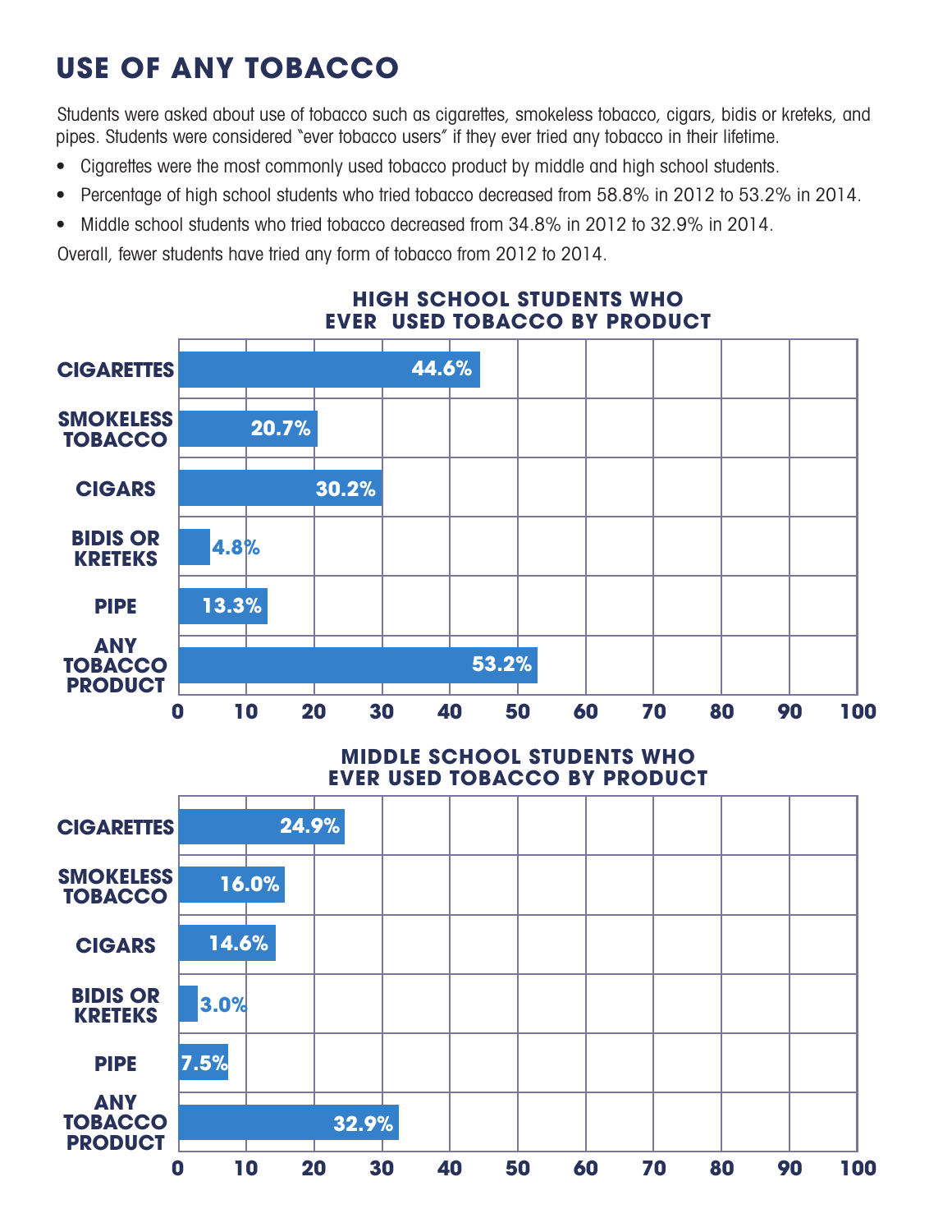# USE OF ANY TOBACCO

Students were asked about use of tobacco such as cigarettes, smokeless tobacco, cigars, bidis or kreteks, and pipes. Students were considered "ever tobacco users" if they ever tried any tobacco in their lifetime.

- Cigarettes were the most commonly used tobacco product by middle and high school students.
- Percentage of high school students who tried tobacco decreased from 58.8% in 2012 to 53.2% in 2014.
- Middle school students who tried tobacco decreased from 34.8% in 2012 to 32.9% in 2014.

Overall, fewer students have tried any form of tobacco from 2012 to 2014.

## HIGH SCHOOL STUDENTS WHO EVER USED TOBACCO BY PRODUCT

| Product | Percent |
|---|---|
| CIGARETTES | 44.6% |
| SMOKELESS TOBACCO | 20.7% |
| CIGARS | 30.2% |
| BIDIS OR KRETEKS | 4.8% |
| PIPE | 13.3% |
| ANY TOBACCO PRODUCT | 53.2% |

## MIDDLE SCHOOL STUDENTS WHO EVER USED TOBACCO BY PRODUCT

| Product | Percent |
|---|---|
| CIGARETTES | 24.9% |
| SMOKELESS TOBACCO | 16.0% |
| CIGARS | 14.6% |
| BIDIS OR KRETEKS | 3.0% |
| PIPE | 7.5% |
| ANY TOBACCO PRODUCT | 32.9% |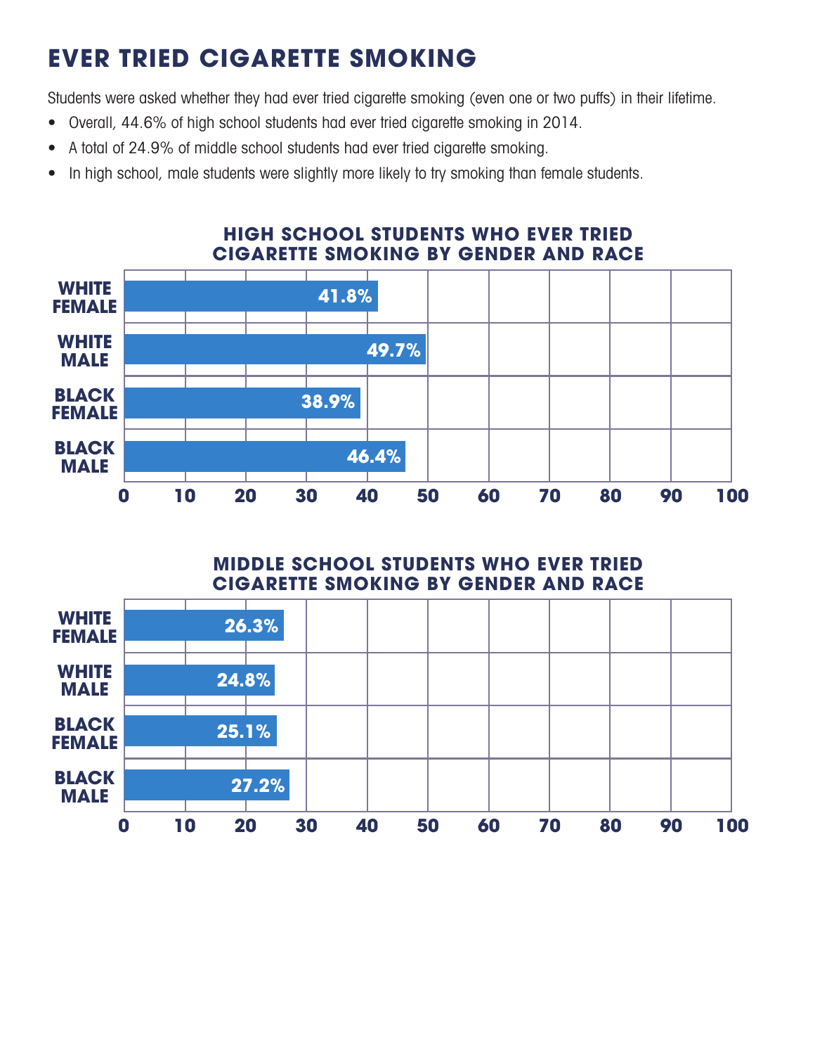# EVER TRIED CIGARETTE SMOKING

Students were asked whether they had ever tried cigarette smoking (even one or two puffs) in their lifetime.

- Overall, 44.6% of high school students had ever tried cigarette smoking in 2014.
- A total of 24.9% of middle school students had ever tried cigarette smoking.
- In high school, male students were slightly more likely to try smoking than female students.

## HIGH SCHOOL STUDENTS WHO EVER TRIED CIGARETTE SMOKING BY GENDER AND RACE

| Group | Percent |
| --- | --- |
| WHITE FEMALE | 41.8% |
| WHITE MALE | 49.7% |
| BLACK FEMALE | 38.9% |
| BLACK MALE | 46.4% |

## MIDDLE SCHOOL STUDENTS WHO EVER TRIED CIGARETTE SMOKING BY GENDER AND RACE

| Group | Percent |
| --- | --- |
| WHITE FEMALE | 26.3% |
| WHITE MALE | 24.8% |
| BLACK FEMALE | 25.1% |
| BLACK MALE | 27.2% |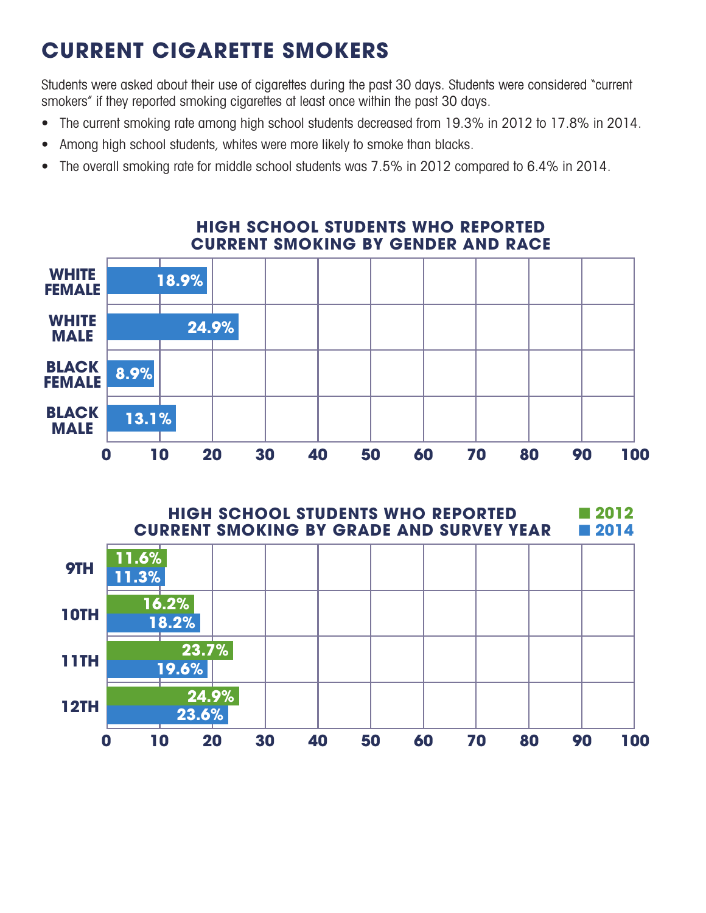# CURRENT CIGARETTE SMOKERS

Students were asked about their use of cigarettes during the past 30 days. Students were considered "current smokers" if they reported smoking cigarettes at least once within the past 30 days.

- The current smoking rate among high school students decreased from 19.3% in 2012 to 17.8% in 2014.
- Among high school students, whites were more likely to smoke than blacks.
- The overall smoking rate for middle school students was 7.5% in 2012 compared to 6.4% in 2014.

### HIGH SCHOOL STUDENTS WHO REPORTED CURRENT SMOKING BY GENDER AND RACE

| Group | Percent |
| --- | --- |
| WHITE FEMALE | 18.9% |
| WHITE MALE | 24.9% |
| BLACK FEMALE | 8.9% |
| BLACK MALE | 13.1% |

### HIGH SCHOOL STUDENTS WHO REPORTED CURRENT SMOKING BY GRADE AND SURVEY YEAR

| Grade | 2012 | 2014 |
| --- | --- | --- |
| 9TH | 11.6% | 11.3% |
| 10TH | 16.2% | 18.2% |
| 11TH | 23.7% | 19.6% |
| 12TH | 24.9% | 23.6% |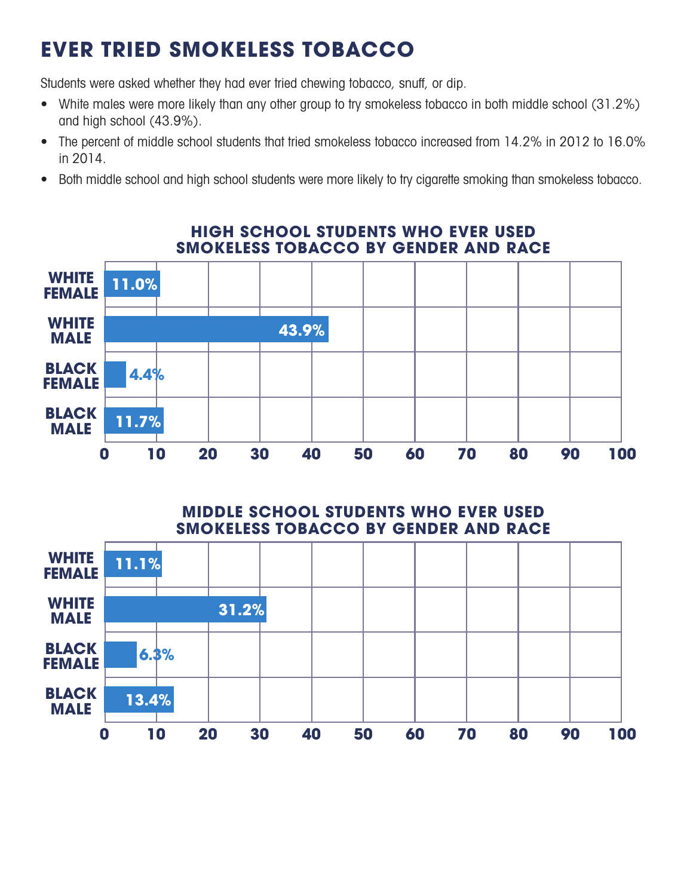# EVER TRIED SMOKELESS TOBACCO

Students were asked whether they had ever tried chewing tobacco, snuff, or dip.

- White males were more likely than any other group to try smokeless tobacco in both middle school (31.2%) and high school (43.9%).
- The percent of middle school students that tried smokeless tobacco increased from 14.2% in 2012 to 16.0% in 2014.
- Both middle school and high school students were more likely to try cigarette smoking than smokeless tobacco.

## HIGH SCHOOL STUDENTS WHO EVER USED SMOKELESS TOBACCO BY GENDER AND RACE

| Group | Percent |
|---|---|
| WHITE FEMALE | 11.0% |
| WHITE MALE | 43.9% |
| BLACK FEMALE | 4.4% |
| BLACK MALE | 11.7% |

## MIDDLE SCHOOL STUDENTS WHO EVER USED SMOKELESS TOBACCO BY GENDER AND RACE

| Group | Percent |
|---|---|
| WHITE FEMALE | 11.1% |
| WHITE MALE | 31.2% |
| BLACK FEMALE | 6.3% |
| BLACK MALE | 13.4% |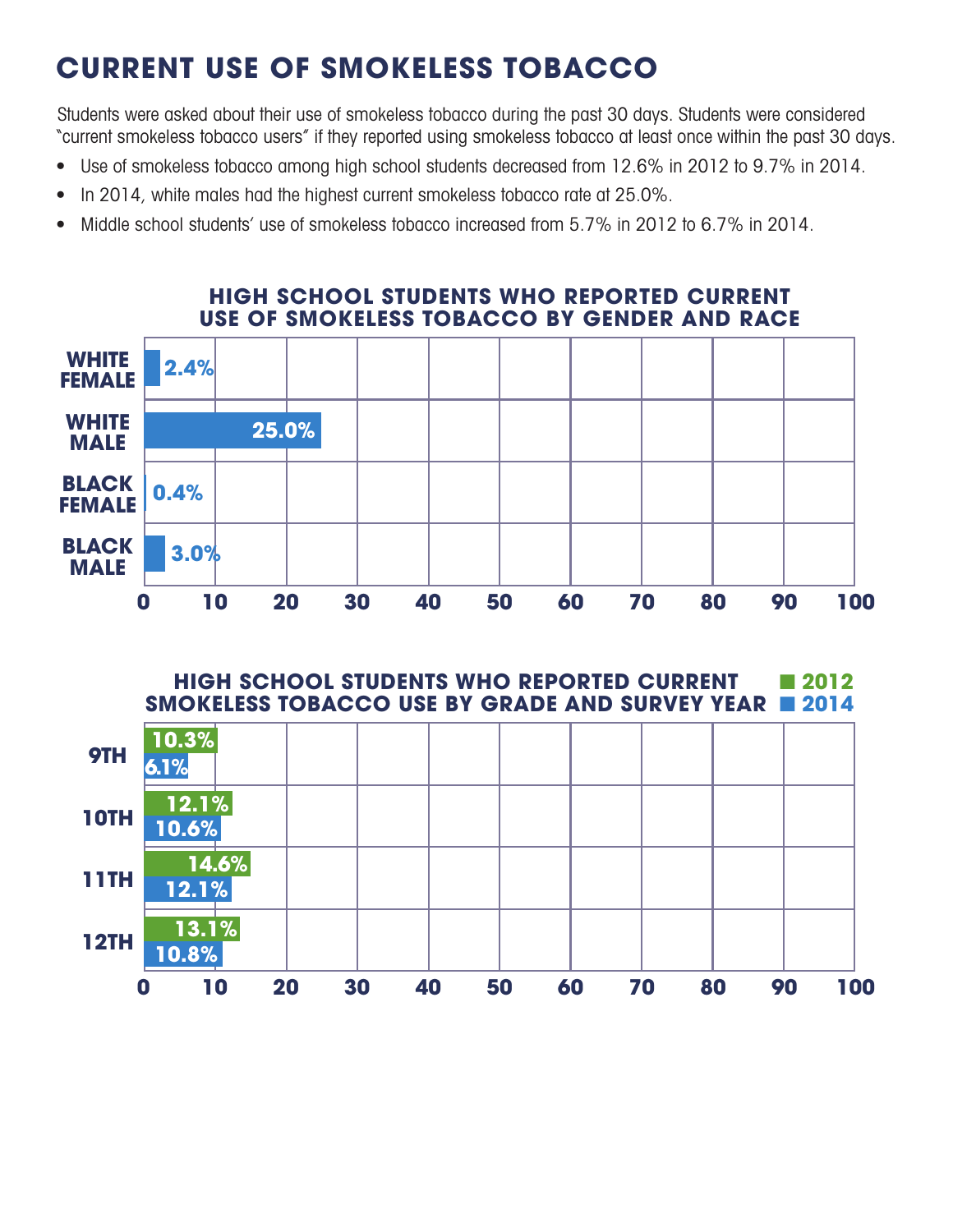# CURRENT USE OF SMOKELESS TOBACCO

Students were asked about their use of smokeless tobacco during the past 30 days. Students were considered "current smokeless tobacco users" if they reported using smokeless tobacco at least once within the past 30 days.

- Use of smokeless tobacco among high school students decreased from 12.6% in 2012 to 9.7% in 2014.
- In 2014, white males had the highest current smokeless tobacco rate at 25.0%.
- Middle school students' use of smokeless tobacco increased from 5.7% in 2012 to 6.7% in 2014.

### HIGH SCHOOL STUDENTS WHO REPORTED CURRENT USE OF SMOKELESS TOBACCO BY GENDER AND RACE

| Group | Percent |
| --- | --- |
| WHITE FEMALE | 2.4% |
| WHITE MALE | 25.0% |
| BLACK FEMALE | 0.4% |
| BLACK MALE | 3.0% |

### HIGH SCHOOL STUDENTS WHO REPORTED CURRENT SMOKELESS TOBACCO USE BY GRADE AND SURVEY YEAR

| Grade | 2012 | 2014 |
| --- | --- | --- |
| 9TH | 10.3% | 6.1% |
| 10TH | 12.1% | 10.6% |
| 11TH | 14.6% | 12.1% |
| 12TH | 13.1% | 10.8% |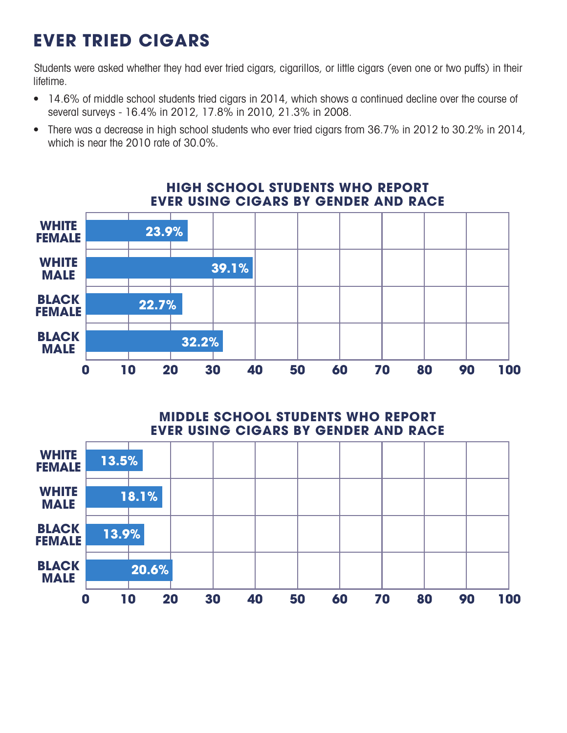# EVER TRIED CIGARS

Students were asked whether they had ever tried cigars, cigarillos, or little cigars (even one or two puffs) in their lifetime.

- 14.6% of middle school students tried cigars in 2014, which shows a continued decline over the course of several surveys - 16.4% in 2012, 17.8% in 2010, 21.3% in 2008.
- There was a decrease in high school students who ever tried cigars from 36.7% in 2012 to 30.2% in 2014, which is near the 2010 rate of 30.0%.

**HIGH SCHOOL STUDENTS WHO REPORT EVER USING CIGARS BY GENDER AND RACE**

| Group | Percent |
| --- | --- |
| WHITE FEMALE | 23.9% |
| WHITE MALE | 39.1% |
| BLACK FEMALE | 22.7% |
| BLACK MALE | 32.2% |

**MIDDLE SCHOOL STUDENTS WHO REPORT EVER USING CIGARS BY GENDER AND RACE**

| Group | Percent |
| --- | --- |
| WHITE FEMALE | 13.5% |
| WHITE MALE | 18.1% |
| BLACK FEMALE | 13.9% |
| BLACK MALE | 20.6% |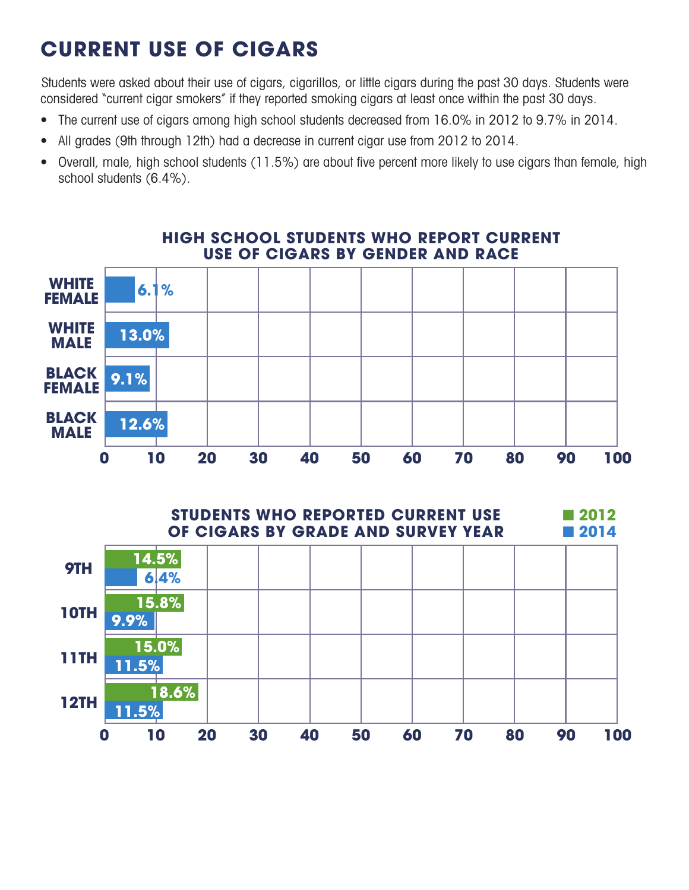# CURRENT USE OF CIGARS

Students were asked about their use of cigars, cigarillos, or little cigars during the past 30 days. Students were considered "current cigar smokers" if they reported smoking cigars at least once within the past 30 days.

- The current use of cigars among high school students decreased from 16.0% in 2012 to 9.7% in 2014.
- All grades (9th through 12th) had a decrease in current cigar use from 2012 to 2014.
- Overall, male, high school students (11.5%) are about five percent more likely to use cigars than female, high school students (6.4%).

**HIGH SCHOOL STUDENTS WHO REPORT CURRENT USE OF CIGARS BY GENDER AND RACE**

| Group | Percent |
|---|---|
| WHITE FEMALE | 6.1% |
| WHITE MALE | 13.0% |
| BLACK FEMALE | 9.1% |
| BLACK MALE | 12.6% |

**STUDENTS WHO REPORTED CURRENT USE OF CIGARS BY GRADE AND SURVEY YEAR**

| Grade | 2012 | 2014 |
|---|---|---|
| 9TH | 14.5% | 6.4% |
| 10TH | 15.8% | 9.9% |
| 11TH | 15.0% | 11.5% |
| 12TH | 18.6% | 11.5% |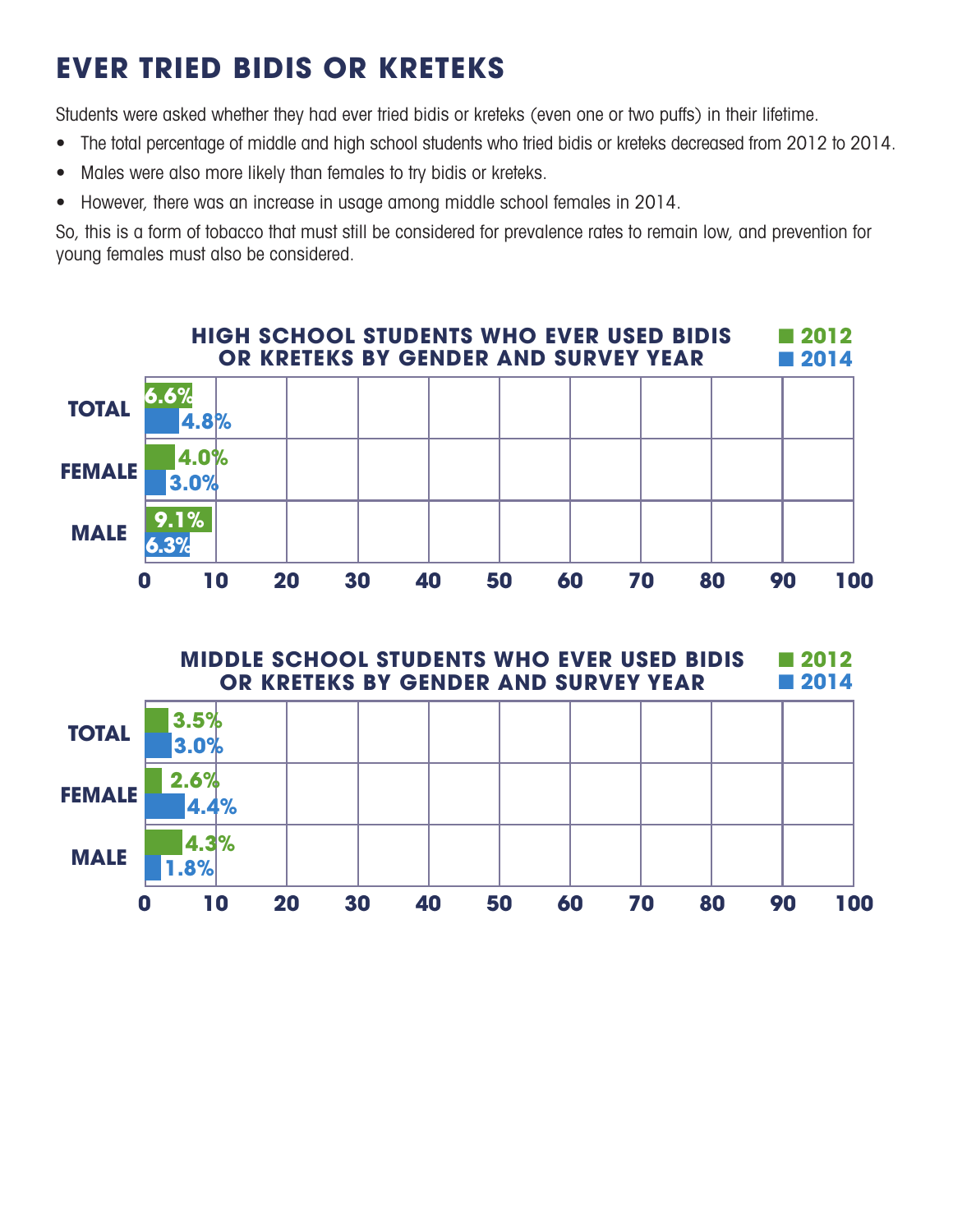# EVER TRIED BIDIS OR KRETEKS

Students were asked whether they had ever tried bidis or kreteks (even one or two puffs) in their lifetime.

- The total percentage of middle and high school students who tried bidis or kreteks decreased from 2012 to 2014.
- Males were also more likely than females to try bidis or kreteks.
- However, there was an increase in usage among middle school females in 2014.

So, this is a form of tobacco that must still be considered for prevalence rates to remain low, and prevention for young females must also be considered.

**HIGH SCHOOL STUDENTS WHO EVER USED BIDIS OR KRETEKS BY GENDER AND SURVEY YEAR**

| | 2012 | 2014 |
|---|---|---|
| TOTAL | 6.6% | 4.8% |
| FEMALE | 4.0% | 3.0% |
| MALE | 9.1% | 6.3% |

**MIDDLE SCHOOL STUDENTS WHO EVER USED BIDIS OR KRETEKS BY GENDER AND SURVEY YEAR**

| | 2012 | 2014 |
|---|---|---|
| TOTAL | 3.5% | 3.0% |
| FEMALE | 2.6% | 4.4% |
| MALE | 4.3% | 1.8% |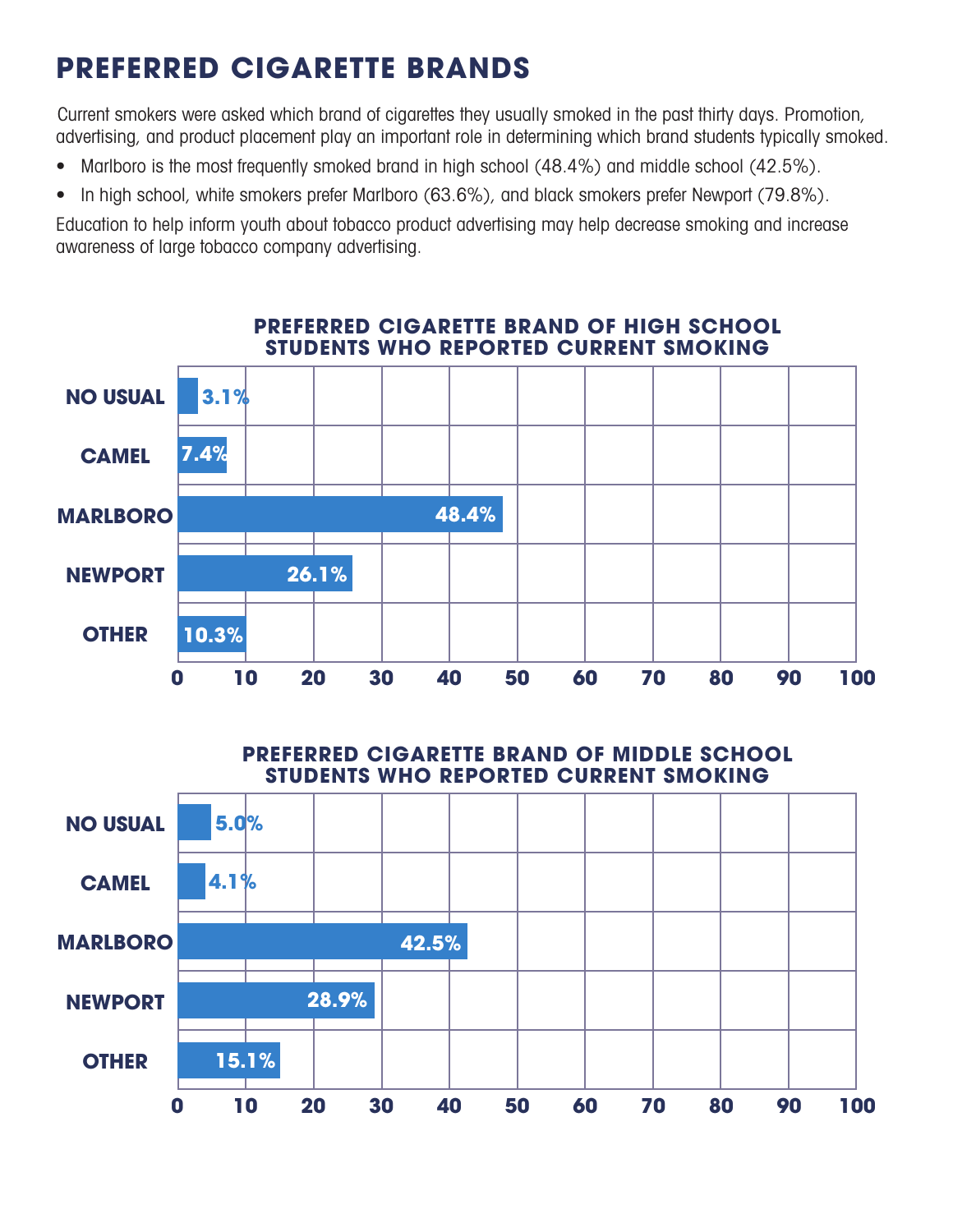# PREFERRED CIGARETTE BRANDS

Current smokers were asked which brand of cigarettes they usually smoked in the past thirty days. Promotion, advertising, and product placement play an important role in determining which brand students typically smoked.

- Marlboro is the most frequently smoked brand in high school (48.4%) and middle school (42.5%).
- In high school, white smokers prefer Marlboro (63.6%), and black smokers prefer Newport (79.8%).

Education to help inform youth about tobacco product advertising may help decrease smoking and increase awareness of large tobacco company advertising.

### PREFERRED CIGARETTE BRAND OF HIGH SCHOOL STUDENTS WHO REPORTED CURRENT SMOKING

| Brand | Percent |
|---|---|
| NO USUAL | 3.1% |
| CAMEL | 7.4% |
| MARLBORO | 48.4% |
| NEWPORT | 26.1% |
| OTHER | 10.3% |

### PREFERRED CIGARETTE BRAND OF MIDDLE SCHOOL STUDENTS WHO REPORTED CURRENT SMOKING

| Brand | Percent |
|---|---|
| NO USUAL | 5.0% |
| CAMEL | 4.1% |
| MARLBORO | 42.5% |
| NEWPORT | 28.9% |
| OTHER | 15.1% |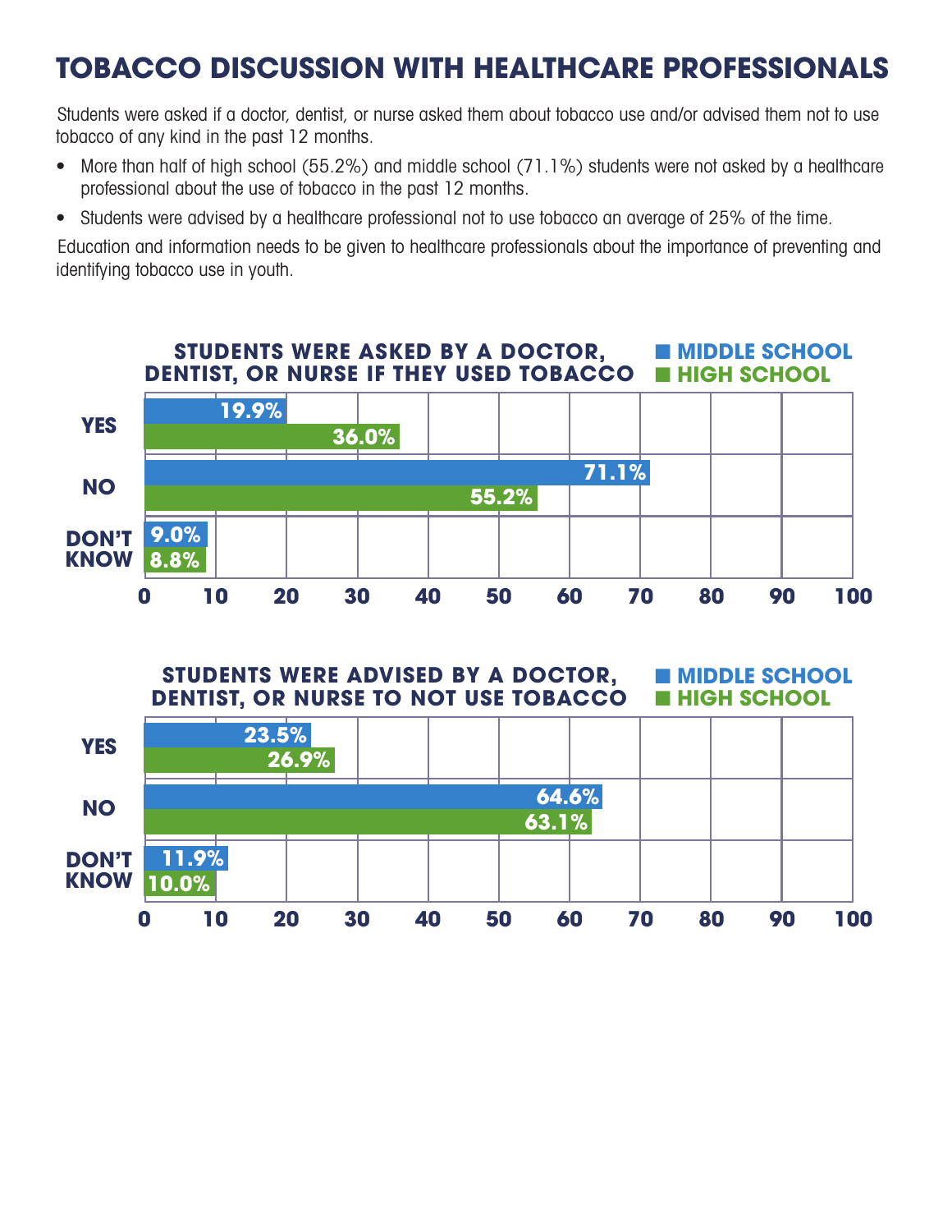# TOBACCO DISCUSSION WITH HEALTHCARE PROFESSIONALS

Students were asked if a doctor, dentist, or nurse asked them about tobacco use and/or advised them not to use tobacco of any kind in the past 12 months.

- More than half of high school (55.2%) and middle school (71.1%) students were not asked by a healthcare professional about the use of tobacco in the past 12 months.
- Students were advised by a healthcare professional not to use tobacco an average of 25% of the time.

Education and information needs to be given to healthcare professionals about the importance of preventing and identifying tobacco use in youth.

**STUDENTS WERE ASKED BY A DOCTOR, DENTIST, OR NURSE IF THEY USED TOBACCO**

| | MIDDLE SCHOOL | HIGH SCHOOL |
|---|---|---|
| YES | 19.9% | 36.0% |
| NO | 71.1% | 55.2% |
| DON'T KNOW | 9.0% | 8.8% |

**STUDENTS WERE ADVISED BY A DOCTOR, DENTIST, OR NURSE TO NOT USE TOBACCO**

| | MIDDLE SCHOOL | HIGH SCHOOL |
|---|---|---|
| YES | 23.5% | 26.9% |
| NO | 64.6% | 63.1% |
| DON'T KNOW | 11.9% | 10.0% |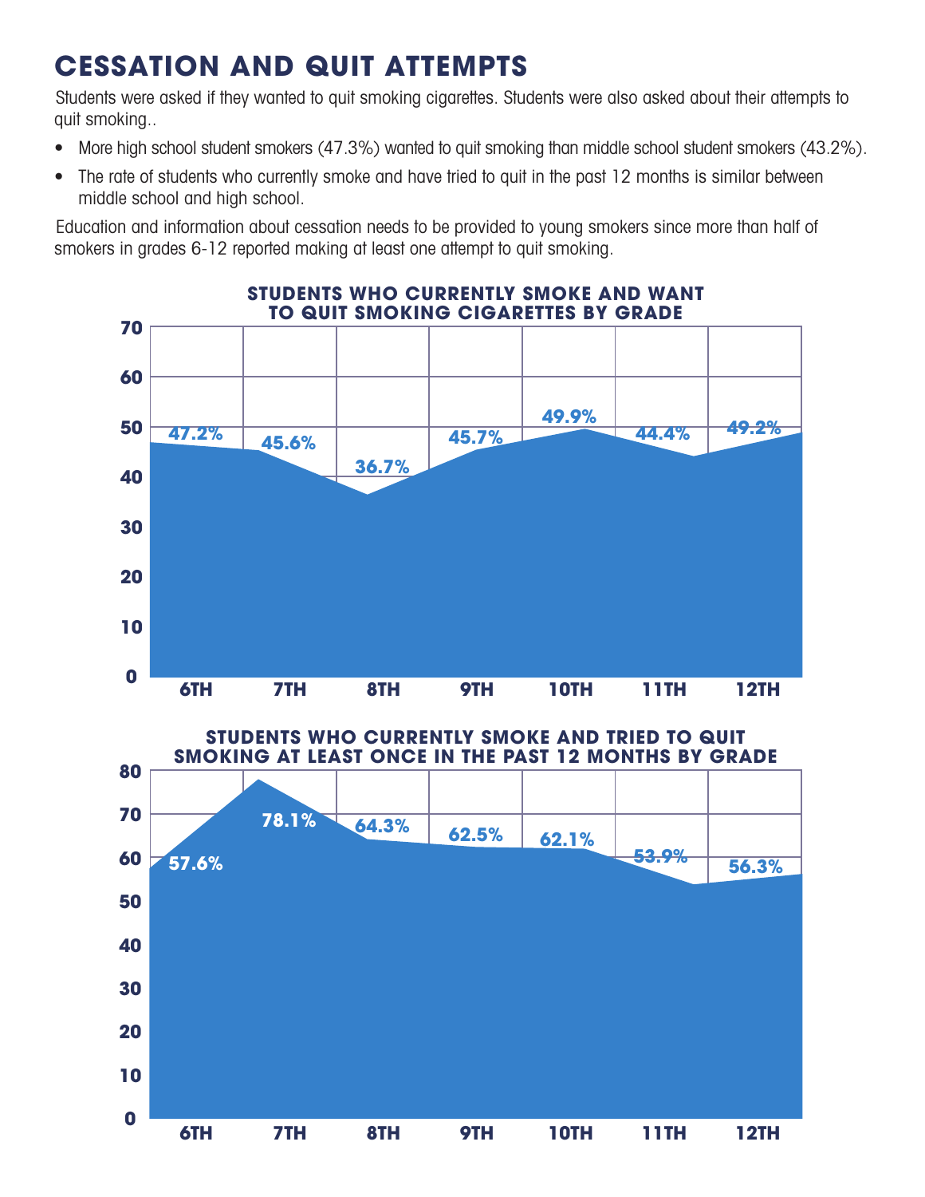# CESSATION AND QUIT ATTEMPTS

Students were asked if they wanted to quit smoking cigarettes. Students were also asked about their attempts to quit smoking..

- More high school student smokers (47.3%) wanted to quit smoking than middle school student smokers (43.2%).
- The rate of students who currently smoke and have tried to quit in the past 12 months is similar between middle school and high school.

Education and information about cessation needs to be provided to young smokers since more than half of smokers in grades 6-12 reported making at least one attempt to quit smoking.

**STUDENTS WHO CURRENTLY SMOKE AND WANT TO QUIT SMOKING CIGARETTES BY GRADE**

| Grade | Percent |
|---|---|
| 6TH | 47.2% |
| 7TH | 45.6% |
| 8TH | 36.7% |
| 9TH | 45.7% |
| 10TH | 49.9% |
| 11TH | 44.4% |
| 12TH | 49.2% |

**STUDENTS WHO CURRENTLY SMOKE AND TRIED TO QUIT SMOKING AT LEAST ONCE IN THE PAST 12 MONTHS BY GRADE**

| Grade | Percent |
|---|---|
| 6TH | 57.6% |
| 7TH | 78.1% |
| 8TH | 64.3% |
| 9TH | 62.5% |
| 10TH | 62.1% |
| 11TH | 53.9% |
| 12TH | 56.3% |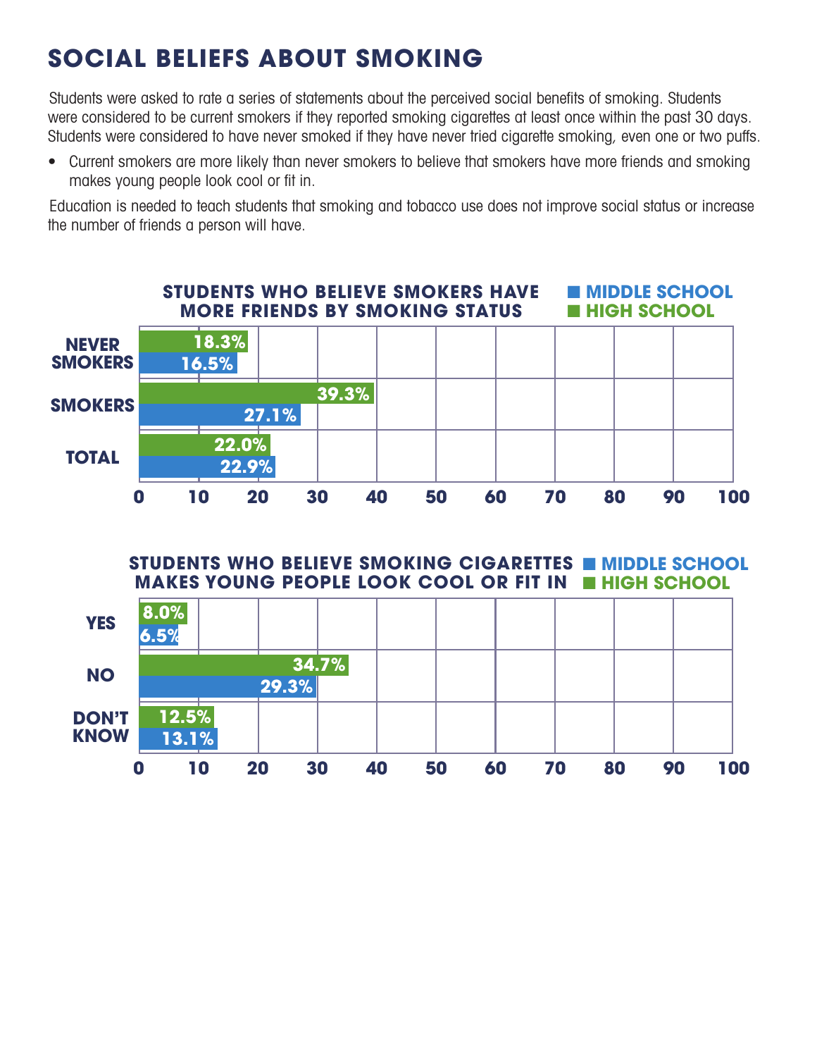# SOCIAL BELIEFS ABOUT SMOKING

Students were asked to rate a series of statements about the perceived social benefits of smoking. Students were considered to be current smokers if they reported smoking cigarettes at least once within the past 30 days. Students were considered to have never smoked if they have never tried cigarette smoking, even one or two puffs.

- Current smokers are more likely than never smokers to believe that smokers have more friends and smoking makes young people look cool or fit in.

Education is needed to teach students that smoking and tobacco use does not improve social status or increase the number of friends a person will have.

**STUDENTS WHO BELIEVE SMOKERS HAVE MORE FRIENDS BY SMOKING STATUS**

| | HIGH SCHOOL | MIDDLE SCHOOL |
|---|---|---|
| NEVER SMOKERS | 18.3% | 16.5% |
| SMOKERS | 39.3% | 27.1% |
| TOTAL | 22.0% | 22.9% |

**STUDENTS WHO BELIEVE SMOKING CIGARETTES MAKES YOUNG PEOPLE LOOK COOL OR FIT IN**

| | HIGH SCHOOL | MIDDLE SCHOOL |
|---|---|---|
| YES | 8.0% | 6.5% |
| NO | 34.7% | 29.3% |
| DON'T KNOW | 12.5% | 13.1% |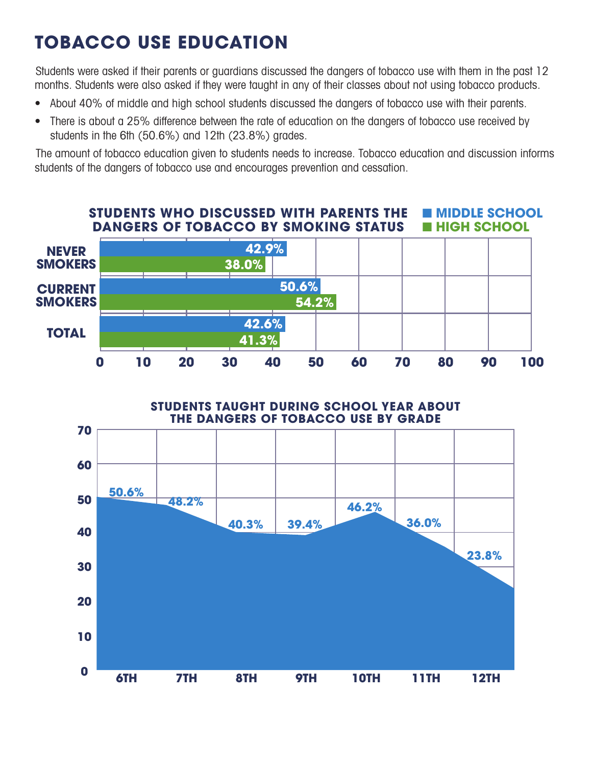# TOBACCO USE EDUCATION

Students were asked if their parents or guardians discussed the dangers of tobacco use with them in the past 12 months. Students were also asked if they were taught in any of their classes about not using tobacco products.

- About 40% of middle and high school students discussed the dangers of tobacco use with their parents.
- There is about a 25% difference between the rate of education on the dangers of tobacco use received by students in the 6th (50.6%) and 12th (23.8%) grades.

The amount of tobacco education given to students needs to increase. Tobacco education and discussion informs students of the dangers of tobacco use and encourages prevention and cessation.

**STUDENTS WHO DISCUSSED WITH PARENTS THE DANGERS OF TOBACCO BY SMOKING STATUS**

| | MIDDLE SCHOOL | HIGH SCHOOL |
|---|---|---|
| NEVER SMOKERS | 42.9% | 38.0% |
| CURRENT SMOKERS | 50.6% | 54.2% |
| TOTAL | 42.6% | 41.3% |

**STUDENTS TAUGHT DURING SCHOOL YEAR ABOUT THE DANGERS OF TOBACCO USE BY GRADE**

| Grade | 6TH | 7TH | 8TH | 9TH | 10TH | 11TH | 12TH |
|---|---|---|---|---|---|---|---|
| Percent | 50.6% | 48.2% | 40.3% | 39.4% | 46.2% | 36.0% | 23.8% |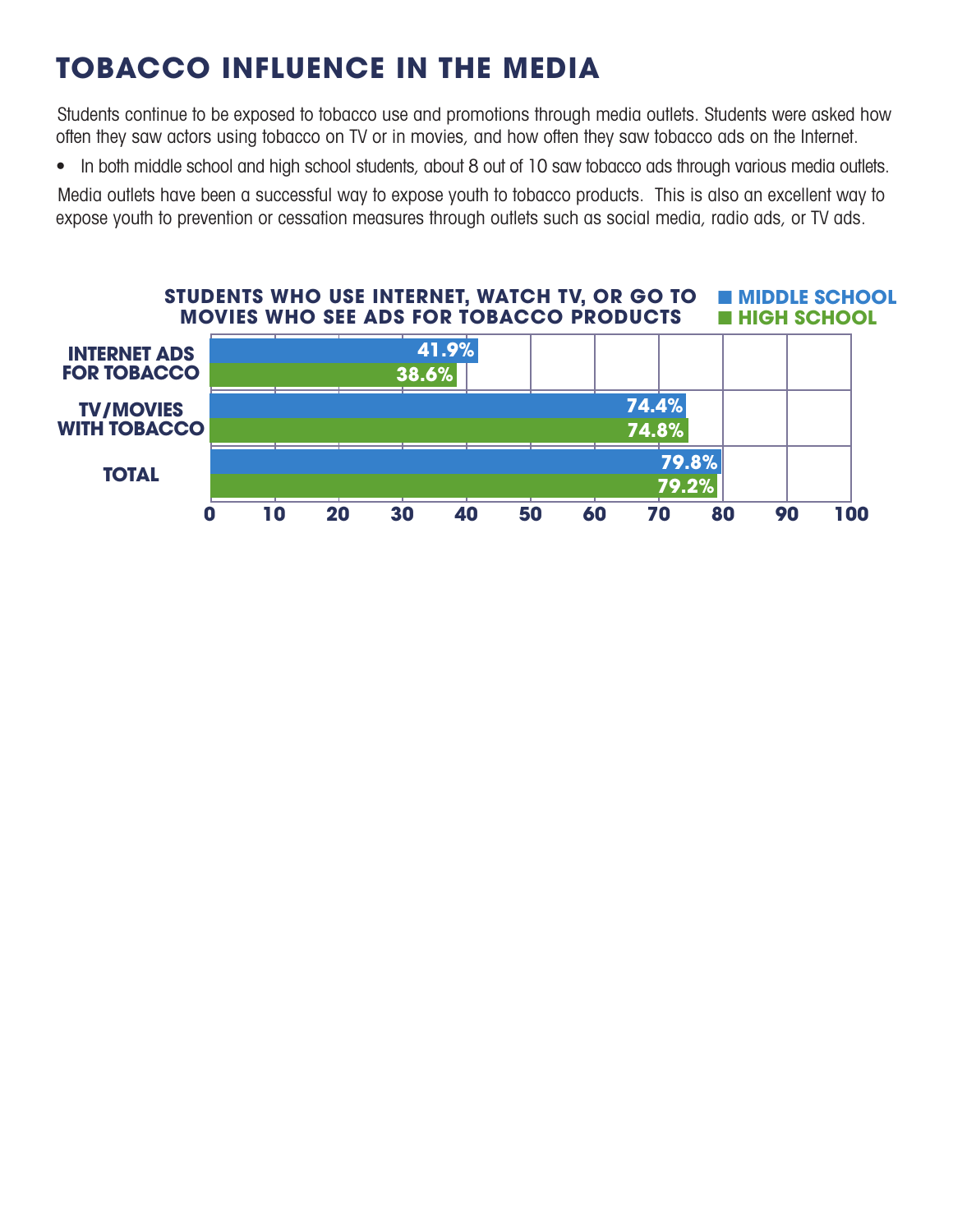# TOBACCO INFLUENCE IN THE MEDIA

Students continue to be exposed to tobacco use and promotions through media outlets. Students were asked how often they saw actors using tobacco on TV or in movies, and how often they saw tobacco ads on the Internet.

- In both middle school and high school students, about 8 out of 10 saw tobacco ads through various media outlets.

Media outlets have been a successful way to expose youth to tobacco products. This is also an excellent way to expose youth to prevention or cessation measures through outlets such as social media, radio ads, or TV ads.

**STUDENTS WHO USE INTERNET, WATCH TV, OR GO TO MOVIES WHO SEE ADS FOR TOBACCO PRODUCTS**

| | MIDDLE SCHOOL | HIGH SCHOOL |
|---|---|---|
| INTERNET ADS FOR TOBACCO | 41.9% | 38.6% |
| TV/MOVIES WITH TOBACCO | 74.4% | 74.8% |
| TOTAL | 79.8% | 79.2% |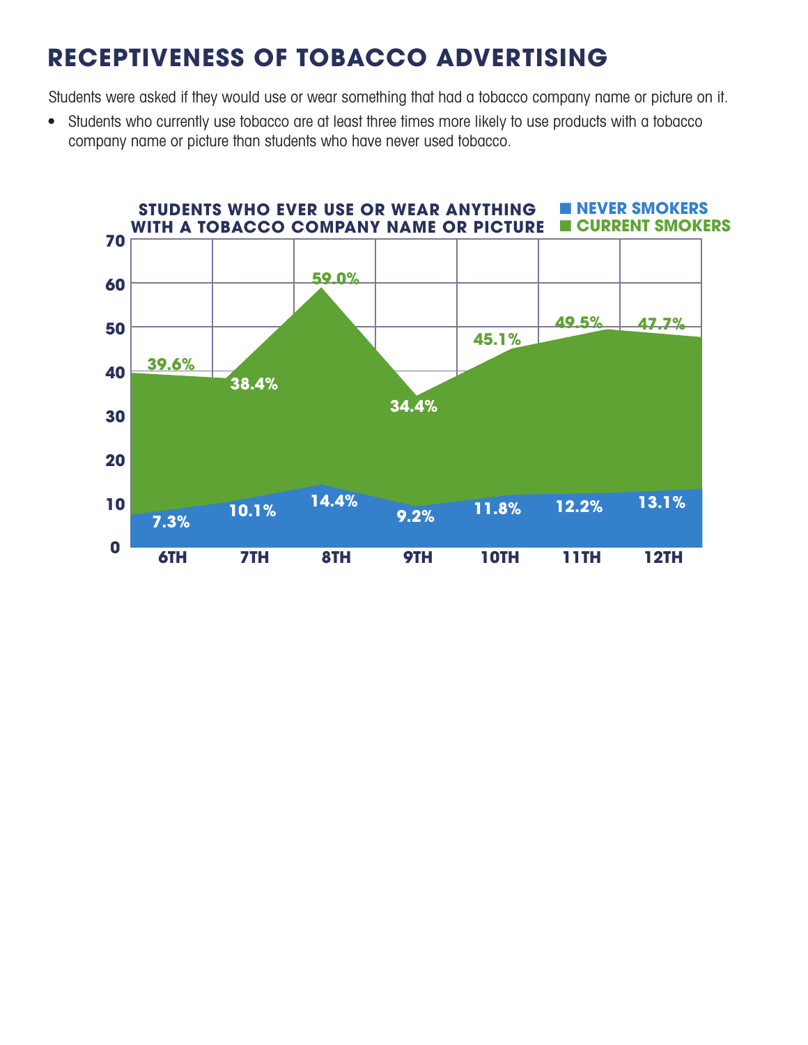# RECEPTIVENESS OF TOBACCO ADVERTISING

Students were asked if they would use or wear something that had a tobacco company name or picture on it.

- Students who currently use tobacco are at least three times more likely to use products with a tobacco company name or picture than students who have never used tobacco.

**STUDENTS WHO EVER USE OR WEAR ANYTHING WITH A TOBACCO COMPANY NAME OR PICTURE**

| Grade | Never Smokers | Current Smokers |
|---|---|---|
| 6TH | 7.3% | 39.6% |
| 7TH | 10.1% | 38.4% |
| 8TH | 14.4% | 59.0% |
| 9TH | 9.2% | 34.4% |
| 10TH | 11.8% | 45.1% |
| 11TH | 12.2% | 49.5% |
| 12TH | 13.1% | 47.7% |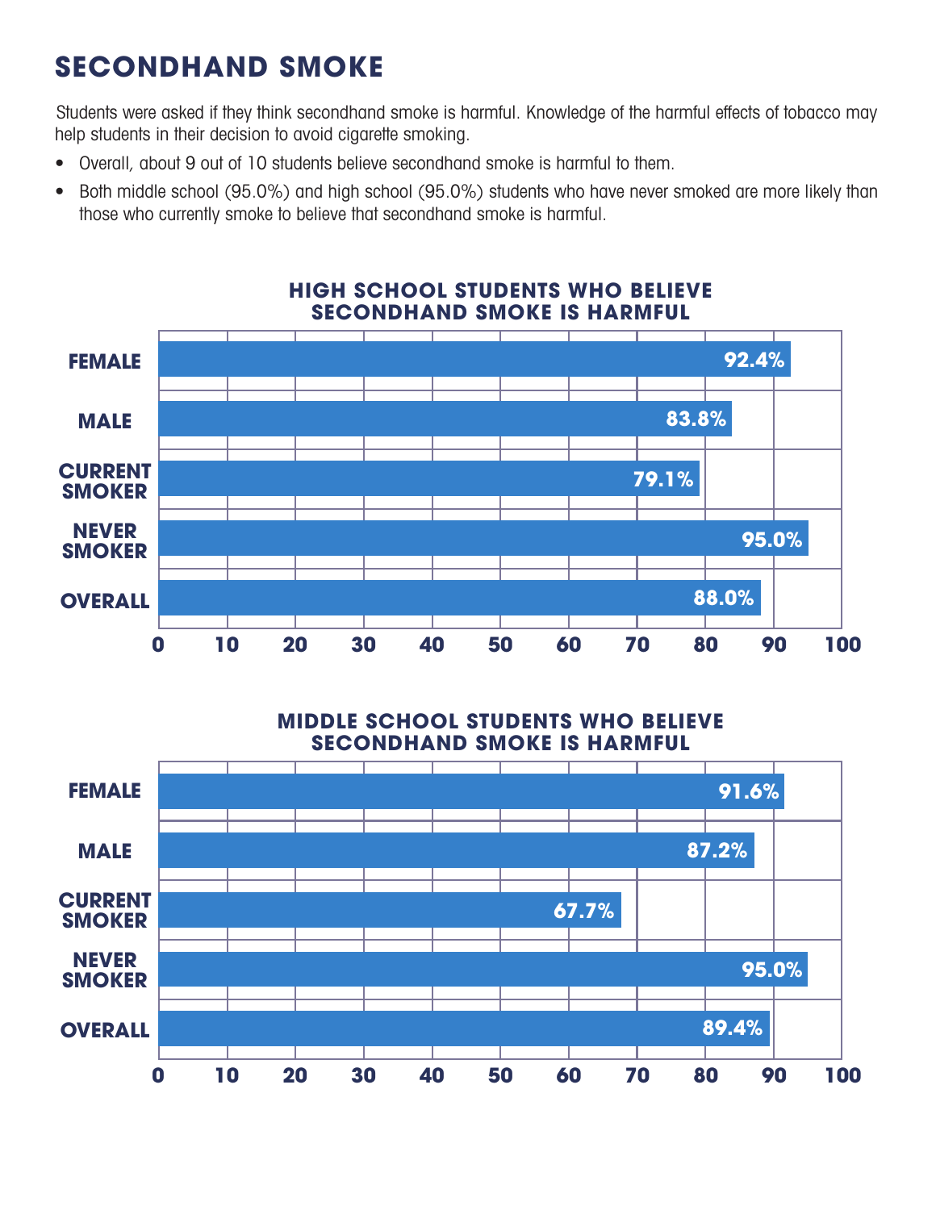## SECONDHAND SMOKE

Students were asked if they think secondhand smoke is harmful. Knowledge of the harmful effects of tobacco may help students in their decision to avoid cigarette smoking.

- Overall, about 9 out of 10 students believe secondhand smoke is harmful to them.
- Both middle school (95.0%) and high school (95.0%) students who have never smoked are more likely than those who currently smoke to believe that secondhand smoke is harmful.

### HIGH SCHOOL STUDENTS WHO BELIEVE SECONDHAND SMOKE IS HARMFUL

| Group | Percent |
|---|---|
| FEMALE | 92.4% |
| MALE | 83.8% |
| CURRENT SMOKER | 79.1% |
| NEVER SMOKER | 95.0% |
| OVERALL | 88.0% |

### MIDDLE SCHOOL STUDENTS WHO BELIEVE SECONDHAND SMOKE IS HARMFUL

| Group | Percent |
|---|---|
| FEMALE | 91.6% |
| MALE | 87.2% |
| CURRENT SMOKER | 67.7% |
| NEVER SMOKER | 95.0% |
| OVERALL | 89.4% |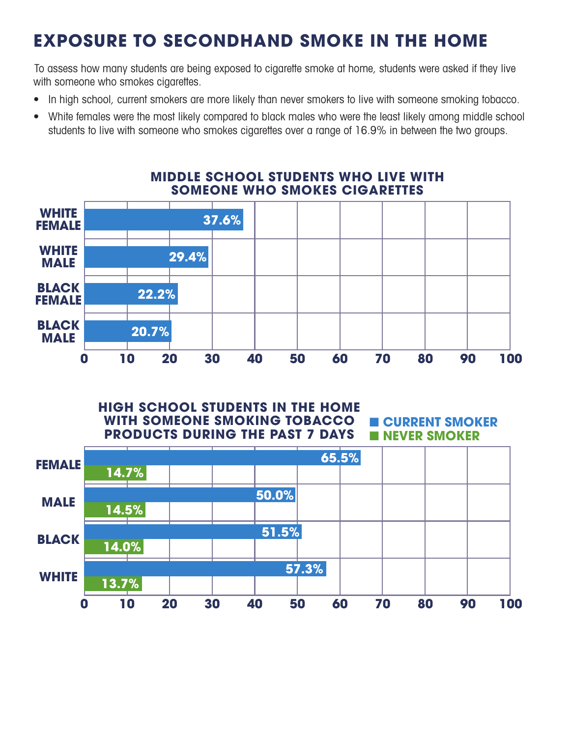# EXPOSURE TO SECONDHAND SMOKE IN THE HOME

To assess how many students are being exposed to cigarette smoke at home, students were asked if they live with someone who smokes cigarettes.

- In high school, current smokers are more likely than never smokers to live with someone smoking tobacco.
- White females were the most likely compared to black males who were the least likely among middle school students to live with someone who smokes cigarettes over a range of 16.9% in between the two groups.

### MIDDLE SCHOOL STUDENTS WHO LIVE WITH SOMEONE WHO SMOKES CIGARETTES

| Group | Percent |
| --- | --- |
| WHITE FEMALE | 37.6% |
| WHITE MALE | 29.4% |
| BLACK FEMALE | 22.2% |
| BLACK MALE | 20.7% |

### HIGH SCHOOL STUDENTS IN THE HOME WITH SOMEONE SMOKING TOBACCO PRODUCTS DURING THE PAST 7 DAYS

| Group | CURRENT SMOKER | NEVER SMOKER |
| --- | --- | --- |
| FEMALE | 65.5% | 14.7% |
| MALE | 50.0% | 14.5% |
| BLACK | 51.5% | 14.0% |
| WHITE | 57.3% | 13.7% |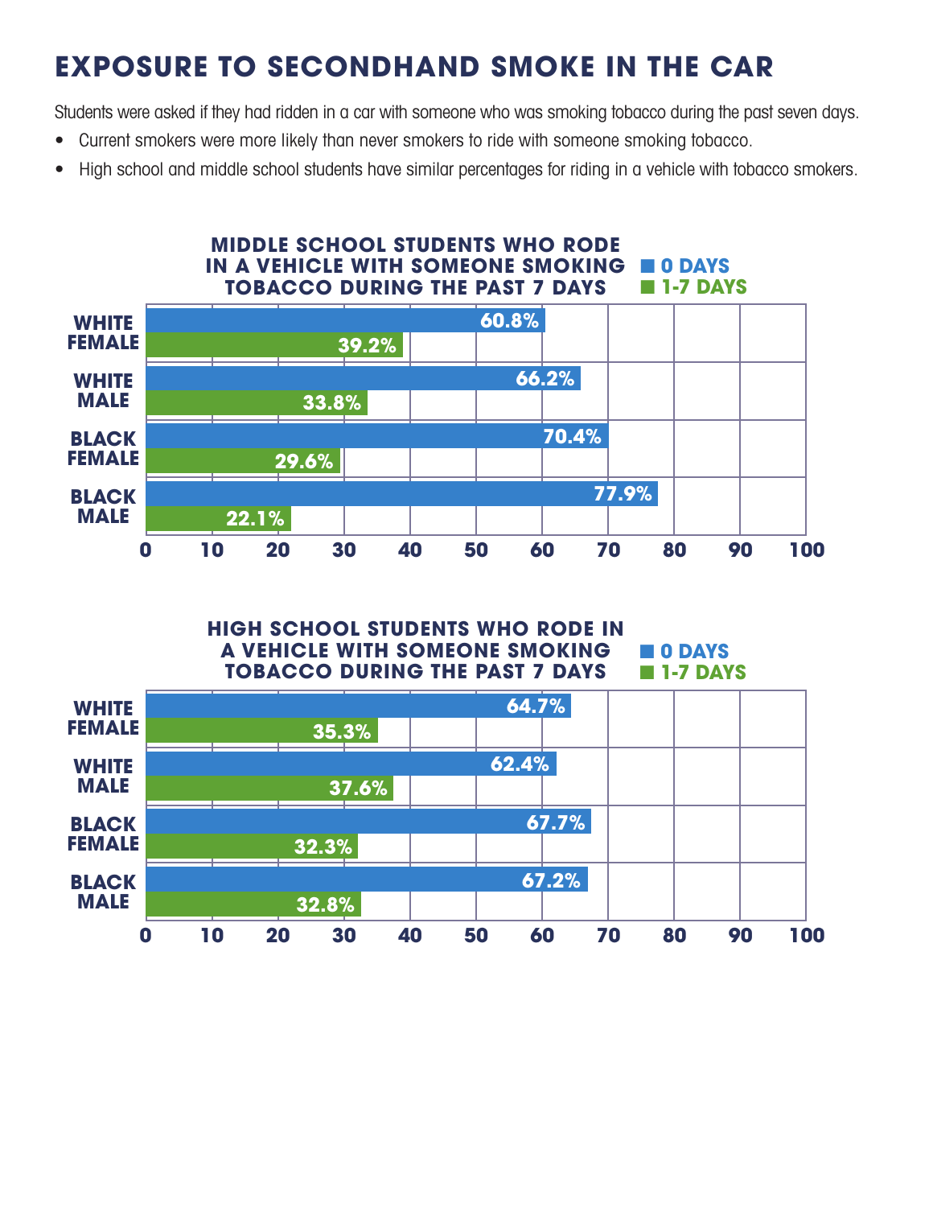# EXPOSURE TO SECONDHAND SMOKE IN THE CAR

Students were asked if they had ridden in a car with someone who was smoking tobacco during the past seven days.

- Current smokers were more likely than never smokers to ride with someone smoking tobacco.
- High school and middle school students have similar percentages for riding in a vehicle with tobacco smokers.

**MIDDLE SCHOOL STUDENTS WHO RODE IN A VEHICLE WITH SOMEONE SMOKING TOBACCO DURING THE PAST 7 DAYS**

| | 0 DAYS | 1-7 DAYS |
|---|---|---|
| WHITE FEMALE | 60.8% | 39.2% |
| WHITE MALE | 66.2% | 33.8% |
| BLACK FEMALE | 70.4% | 29.6% |
| BLACK MALE | 77.9% | 22.1% |

**HIGH SCHOOL STUDENTS WHO RODE IN A VEHICLE WITH SOMEONE SMOKING TOBACCO DURING THE PAST 7 DAYS**

| | 0 DAYS | 1-7 DAYS |
|---|---|---|
| WHITE FEMALE | 64.7% | 35.3% |
| WHITE MALE | 62.4% | 37.6% |
| BLACK FEMALE | 67.7% | 32.3% |
| BLACK MALE | 67.2% | 32.8% |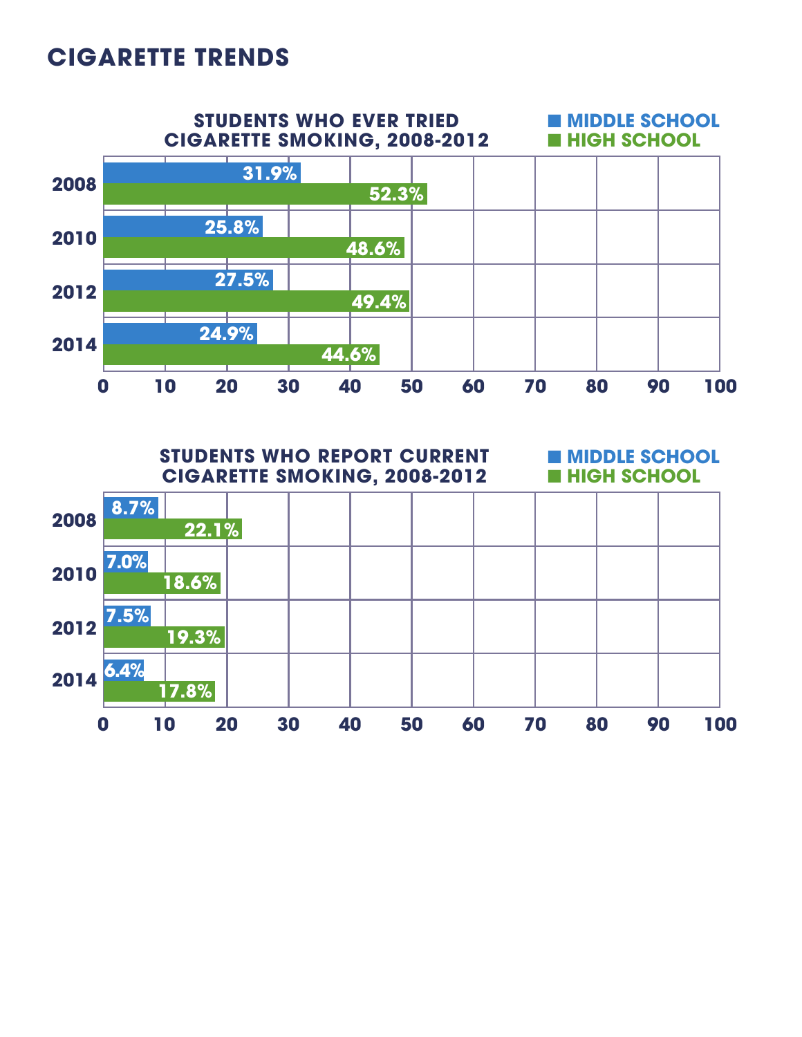# CIGARETTE TRENDS

**STUDENTS WHO EVER TRIED CIGARETTE SMOKING, 2008-2012**

| Year | Middle School | High School |
|---|---|---|
| 2008 | 31.9% | 52.3% |
| 2010 | 25.8% | 48.6% |
| 2012 | 27.5% | 49.4% |
| 2014 | 24.9% | 44.6% |

**STUDENTS WHO REPORT CURRENT CIGARETTE SMOKING, 2008-2012**

| Year | Middle School | High School |
|---|---|---|
| 2008 | 8.7% | 22.1% |
| 2010 | 7.0% | 18.6% |
| 2012 | 7.5% | 19.3% |
| 2014 | 6.4% | 17.8% |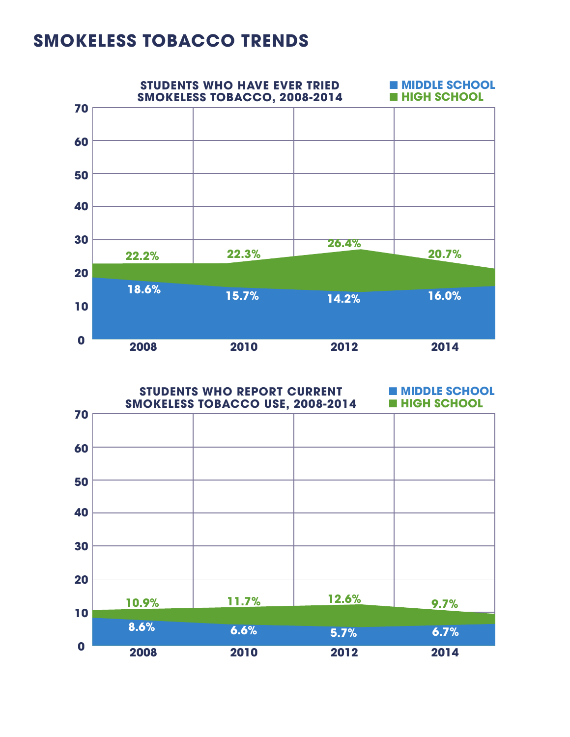# SMOKELESS TOBACCO TRENDS

**STUDENTS WHO HAVE EVER TRIED SMOKELESS TOBACCO, 2008-2014**

| Year | Middle School | High School |
|---|---|---|
| 2008 | 18.6% | 22.2% |
| 2010 | 15.7% | 22.3% |
| 2012 | 14.2% | 26.4% |
| 2014 | 16.0% | 20.7% |

**STUDENTS WHO REPORT CURRENT SMOKELESS TOBACCO USE, 2008-2014**

| Year | Middle School | High School |
|---|---|---|
| 2008 | 8.6% | 10.9% |
| 2010 | 6.6% | 11.7% |
| 2012 | 5.7% | 12.6% |
| 2014 | 6.7% | 9.7% |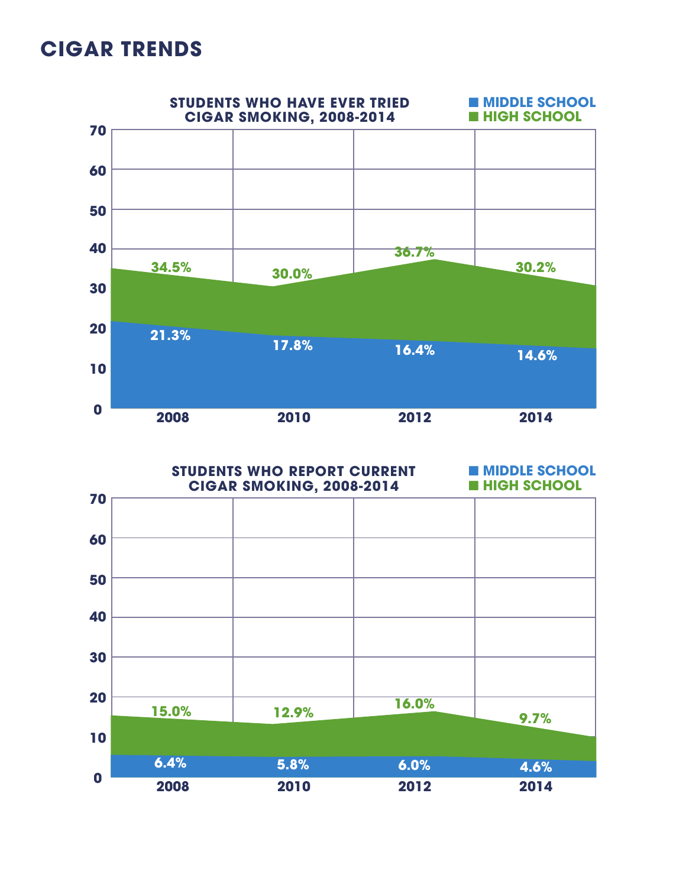# CIGAR TRENDS

**STUDENTS WHO HAVE EVER TRIED CIGAR SMOKING, 2008-2014**

| Year | Middle School | High School |
|---|---|---|
| 2008 | 21.3% | 34.5% |
| 2010 | 17.8% | 30.0% |
| 2012 | 16.4% | 36.7% |
| 2014 | 14.6% | 30.2% |

**STUDENTS WHO REPORT CURRENT CIGAR SMOKING, 2008-2014**

| Year | Middle School | High School |
|---|---|---|
| 2008 | 6.4% | 15.0% |
| 2010 | 5.8% | 12.9% |
| 2012 | 6.0% | 16.0% |
| 2014 | 4.6% | 9.7% |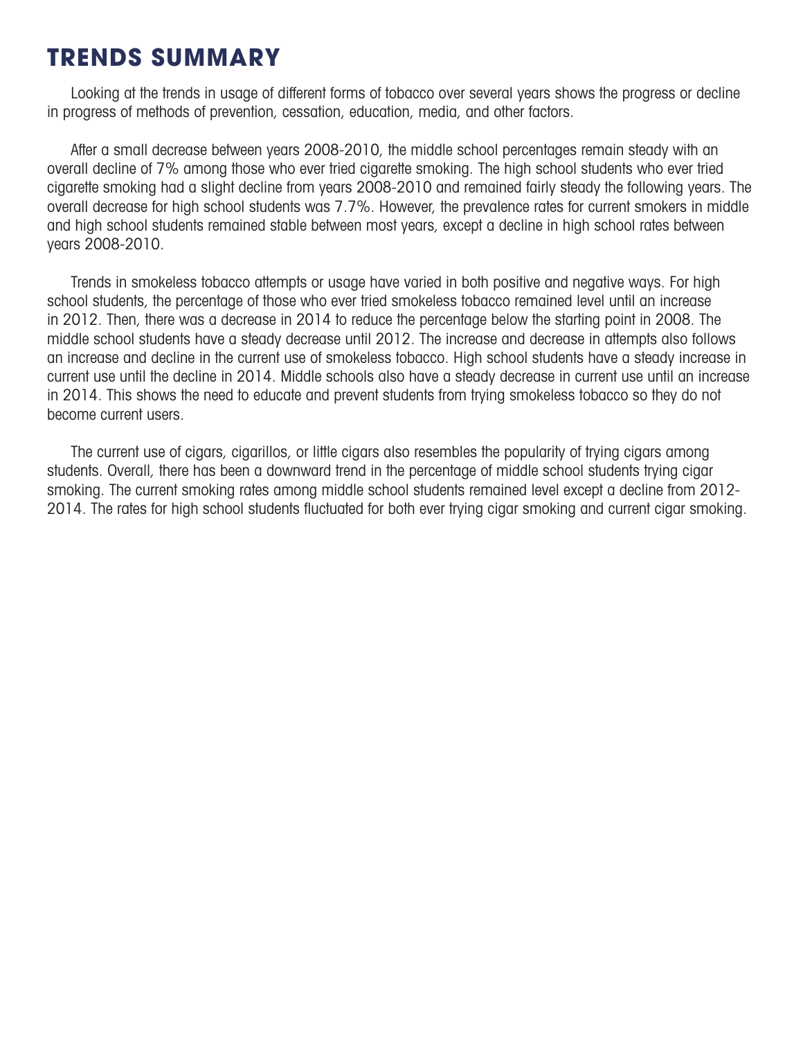# TRENDS SUMMARY

Looking at the trends in usage of different forms of tobacco over several years shows the progress or decline in progress of methods of prevention, cessation, education, media, and other factors.

After a small decrease between years 2008-2010, the middle school percentages remain steady with an overall decline of 7% among those who ever tried cigarette smoking. The high school students who ever tried cigarette smoking had a slight decline from years 2008-2010 and remained fairly steady the following years. The overall decrease for high school students was 7.7%. However, the prevalence rates for current smokers in middle and high school students remained stable between most years, except a decline in high school rates between years 2008-2010.

Trends in smokeless tobacco attempts or usage have varied in both positive and negative ways. For high school students, the percentage of those who ever tried smokeless tobacco remained level until an increase in 2012. Then, there was a decrease in 2014 to reduce the percentage below the starting point in 2008. The middle school students have a steady decrease until 2012. The increase and decrease in attempts also follows an increase and decline in the current use of smokeless tobacco. High school students have a steady increase in current use until the decline in 2014. Middle schools also have a steady decrease in current use until an increase in 2014. This shows the need to educate and prevent students from trying smokeless tobacco so they do not become current users.

The current use of cigars, cigarillos, or little cigars also resembles the popularity of trying cigars among students. Overall, there has been a downward trend in the percentage of middle school students trying cigar smoking. The current smoking rates among middle school students remained level except a decline from 2012-2014. The rates for high school students fluctuated for both ever trying cigar smoking and current cigar smoking.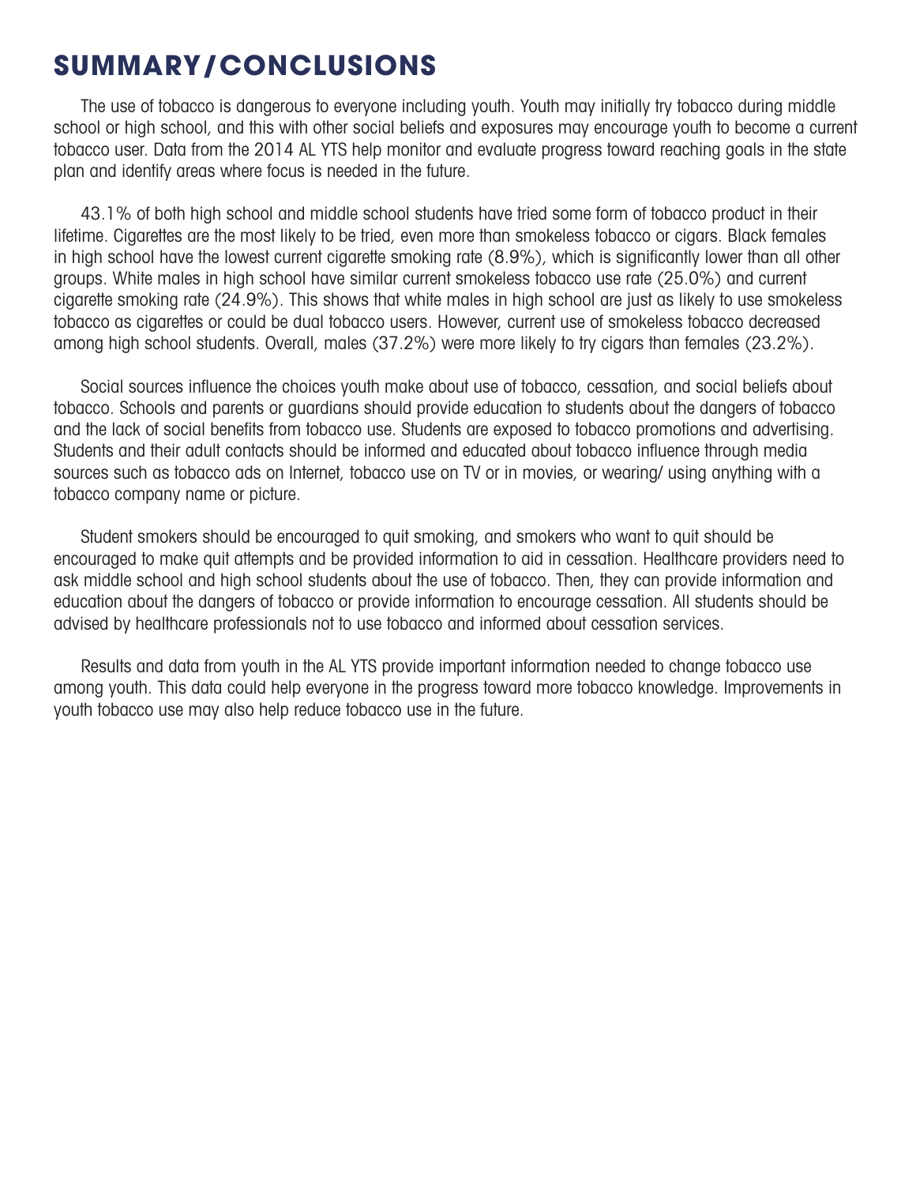# SUMMARY/CONCLUSIONS

The use of tobacco is dangerous to everyone including youth. Youth may initially try tobacco during middle school or high school, and this with other social beliefs and exposures may encourage youth to become a current tobacco user. Data from the 2014 AL YTS help monitor and evaluate progress toward reaching goals in the state plan and identify areas where focus is needed in the future.

43.1% of both high school and middle school students have tried some form of tobacco product in their lifetime. Cigarettes are the most likely to be tried, even more than smokeless tobacco or cigars. Black females in high school have the lowest current cigarette smoking rate (8.9%), which is significantly lower than all other groups. White males in high school have similar current smokeless tobacco use rate (25.0%) and current cigarette smoking rate (24.9%). This shows that white males in high school are just as likely to use smokeless tobacco as cigarettes or could be dual tobacco users. However, current use of smokeless tobacco decreased among high school students. Overall, males (37.2%) were more likely to try cigars than females (23.2%).

Social sources influence the choices youth make about use of tobacco, cessation, and social beliefs about tobacco. Schools and parents or guardians should provide education to students about the dangers of tobacco and the lack of social benefits from tobacco use. Students are exposed to tobacco promotions and advertising. Students and their adult contacts should be informed and educated about tobacco influence through media sources such as tobacco ads on Internet, tobacco use on TV or in movies, or wearing/ using anything with a tobacco company name or picture.

Student smokers should be encouraged to quit smoking, and smokers who want to quit should be encouraged to make quit attempts and be provided information to aid in cessation. Healthcare providers need to ask middle school and high school students about the use of tobacco. Then, they can provide information and education about the dangers of tobacco or provide information to encourage cessation. All students should be advised by healthcare professionals not to use tobacco and informed about cessation services.

Results and data from youth in the AL YTS provide important information needed to change tobacco use among youth. This data could help everyone in the progress toward more tobacco knowledge. Improvements in youth tobacco use may also help reduce tobacco use in the future.